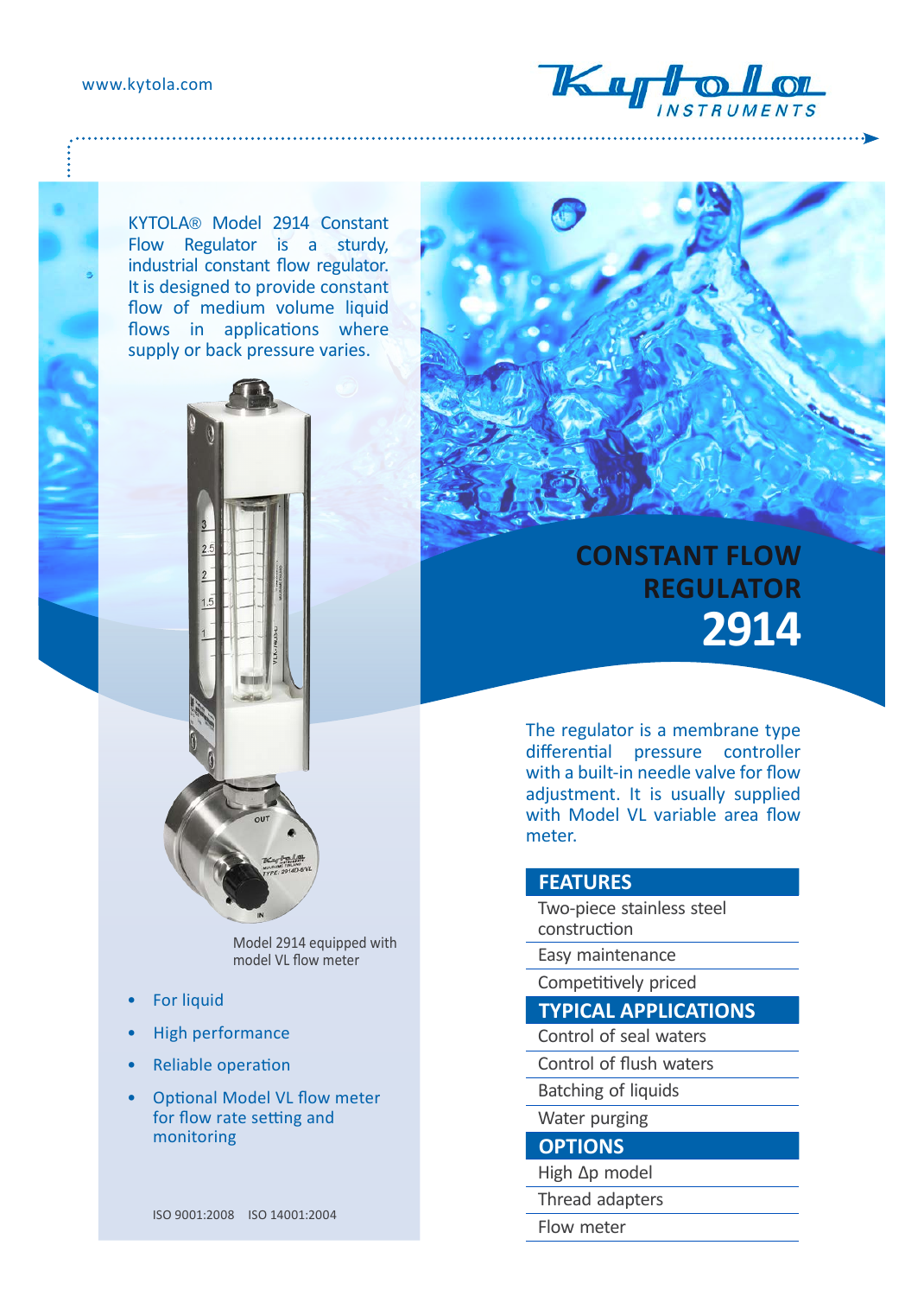www.kytola.com

# CONSTANT FLOW REGULATOR 2914

KYTOLA® Model 2914 Constant Flow Regulator is a sturdy, industrial constant flow regulator. It is designed to provide constant flow of medium volume liquid flows in applications where supply or back pressure varies.

Model 2914 equipped with model VL flow meter

- For liquid
- High performance
- Reliable operation
- Optional Model VL flow meter for flow rate setting and monitoring

ISO 9001:2008 ISO 14001:2004

The regulator is a membrane type differential pressure controller with a built-in needle valve for flow adjustment. It is usually supplied with Model VL variable area flow meter.

## FEATURES

- Two-piece stainless steel construction
- Easy maintenance
- Competitively priced

## TYPICAL APPLICATIONS

- Control of seal waters
- Control of flush waters
- Batching of liquids
- Water purging

## OPTIONS

- High Δp model
- Thread adapters
- Flow meter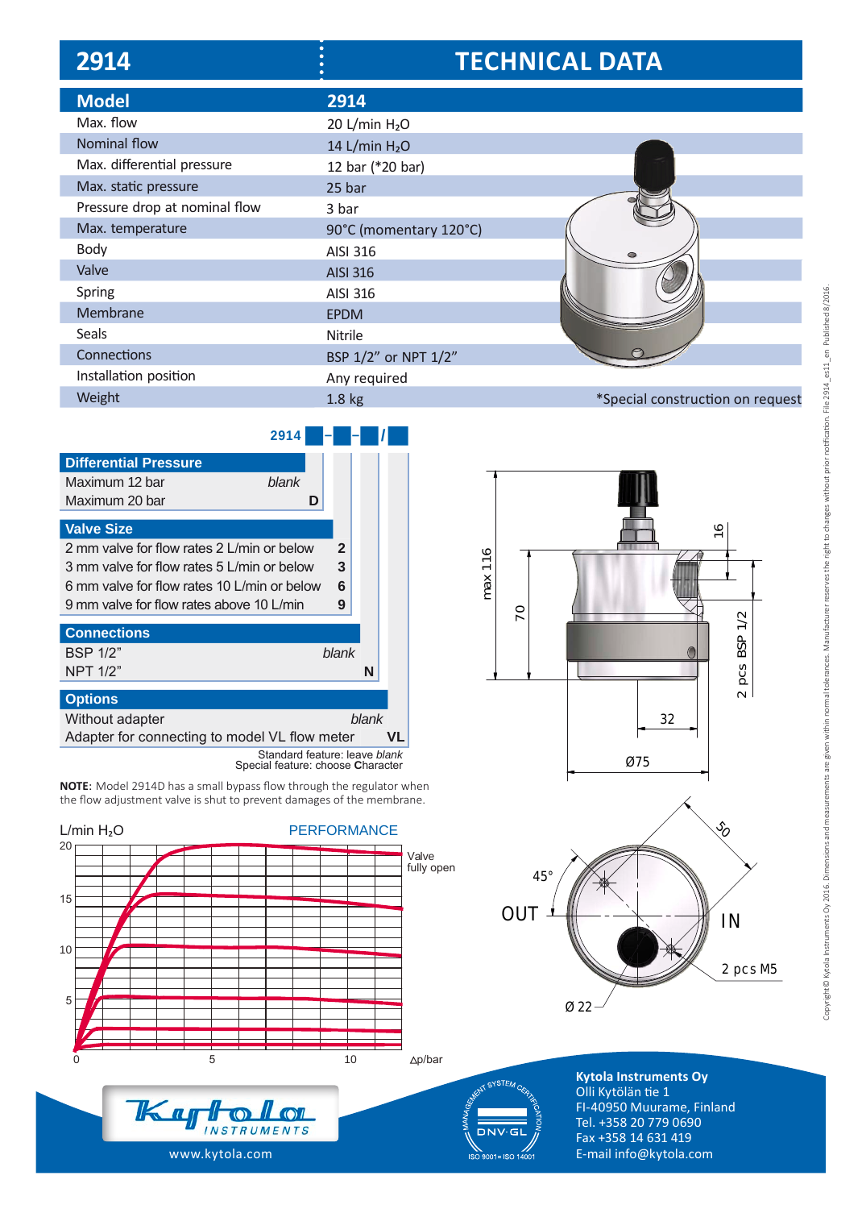# 2914 TECHNICAL DATA

| Model | 2914 |
|---|---|
| Max. flow | 20 L/min $H_2O$ |
| Nominal flow | 14 L/min $H_2O$ |
| Max. differential pressure | 12 bar (*20 bar) |
| Max. static pressure | 25 bar |
| Pressure drop at nominal flow | 3 bar |
| Max. temperature | 90°C (momentary 120°C) |
| Body | AISI 316 |
| Valve | AISI 316 |
| Spring | AISI 316 |
| Membrane | EPDM |
| Seals | Nitrile |
| Connections | BSP 1/2" or NPT 1/2" |
| Installation position | Any required |
| Weight | 1.8 kg |

*Special construction on request

2914 ■–■–■/■

| Differential Pressure | |
|---|---|
| Maximum 12 bar | *blank* |
| Maximum 20 bar | D |

| Valve Size | |
|---|---|
| 2 mm valve for flow rates 2 L/min or below | 2 |
| 3 mm valve for flow rates 5 L/min or below | 3 |
| 6 mm valve for flow rates 10 L/min or below | 6 |
| 9 mm valve for flow rates above 10 L/min | 9 |

| Connections | |
|---|---|
| BSP 1/2" | *blank* |
| NPT 1/2" | N |

| Options | |
|---|---|
| Without adapter | *blank* |
| Adapter for connecting to model VL flow meter | VL |

Standard feature: leave *blank*
Special feature: choose **C**haracter

max 116
70
16
2 pcs BSP 1/2
32
Ø75

**NOTE:** Model 2914D has a small bypass flow through the regulator when the flow adjustment valve is shut to prevent damages of the membrane.

PERFORMANCE

L/min $H_2O$
20
15
10
5
0
5
10
Δp/bar
Valve fully open

45°
50
OUT
IN
2 pcs M5
Ø 22

www.kytola.com

**Kytola Instruments Oy**
Olli Kytölän tie 1
FI-40950 Muurame, Finland
Tel. +358 20 779 0690
Fax +358 14 631 419
E-mail info@kytola.com

Copyright © Kytola Instruments Oy 2016. Dimensions and measurements are given within normal tolerances. Manufacturer reserves the right to changes without prior notification. File 2914_es11_en Published 8/2016.